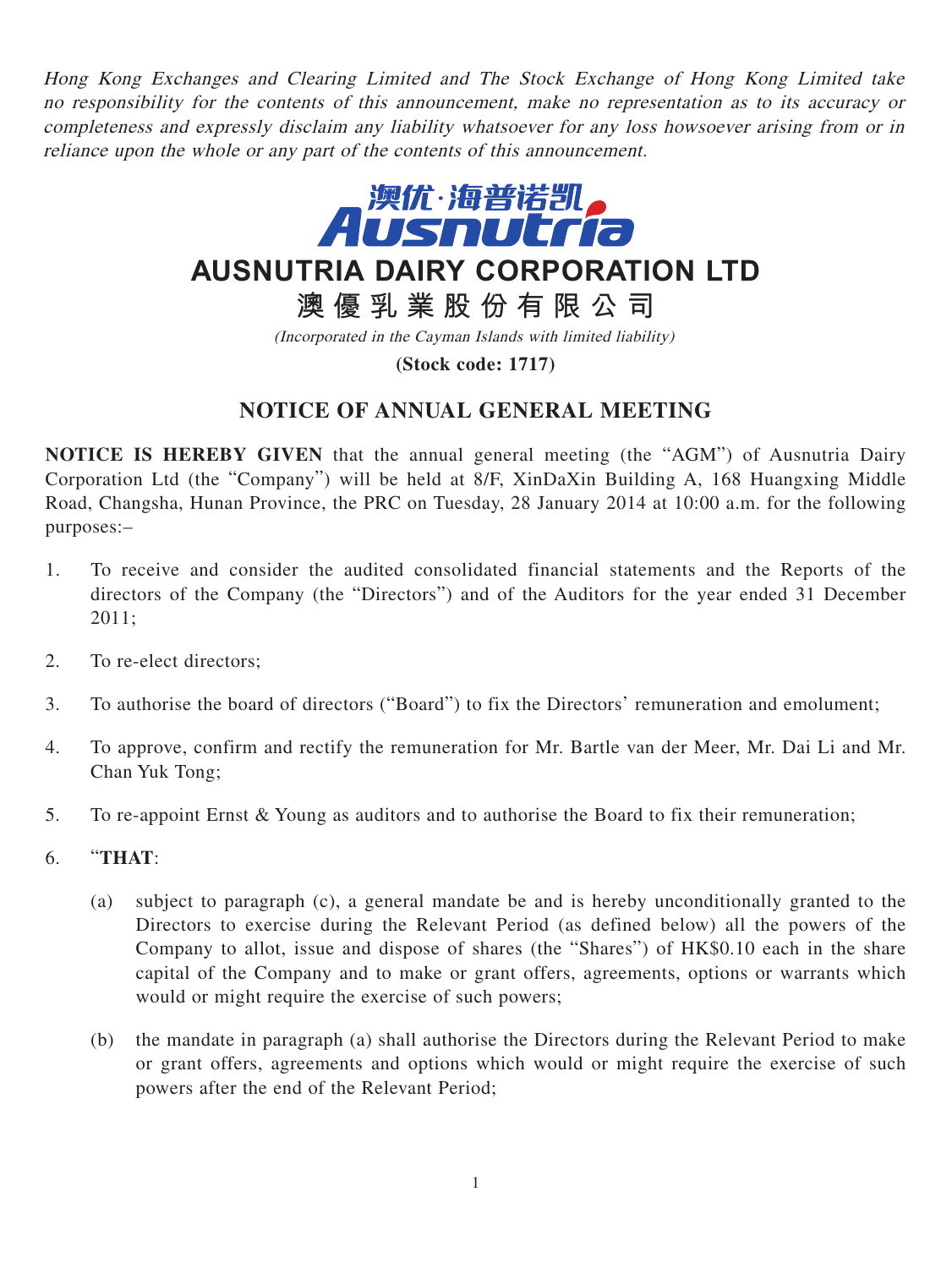*Hong Kong Exchanges and Clearing Limited and The Stock Exchange of Hong Kong Limited take no responsibility for the contents of this announcement, make no representation as to its accuracy or completeness and expressly disclaim any liability whatsoever for any loss howsoever arising from or in reliance upon the whole or any part of the contents of this announcement.*

# AUSNUTRIA DAIRY CORPORATION LTD

# 澳優乳業股份有限公司

*(Incorporated in the Cayman Islands with limited liability)*

**(Stock code: 1717)**

## NOTICE OF ANNUAL GENERAL MEETING

**NOTICE IS HEREBY GIVEN** that the annual general meeting (the "AGM") of Ausnutria Dairy Corporation Ltd (the "Company") will be held at 8/F, XinDaXin Building A, 168 Huangxing Middle Road, Changsha, Hunan Province, the PRC on Tuesday, 28 January 2014 at 10:00 a.m. for the following purposes:–

1. To receive and consider the audited consolidated financial statements and the Reports of the directors of the Company (the "Directors") and of the Auditors for the year ended 31 December 2011;

2. To re-elect directors;

3. To authorise the board of directors ("Board") to fix the Directors' remuneration and emolument;

4. To approve, confirm and rectify the remuneration for Mr. Bartle van der Meer, Mr. Dai Li and Mr. Chan Yuk Tong;

5. To re-appoint Ernst & Young as auditors and to authorise the Board to fix their remuneration;

6. "**THAT**:

   (a) subject to paragraph (c), a general mandate be and is hereby unconditionally granted to the Directors to exercise during the Relevant Period (as defined below) all the powers of the Company to allot, issue and dispose of shares (the "Shares") of HK$0.10 each in the share capital of the Company and to make or grant offers, agreements, options or warrants which would or might require the exercise of such powers;

   (b) the mandate in paragraph (a) shall authorise the Directors during the Relevant Period to make or grant offers, agreements and options which would or might require the exercise of such powers after the end of the Relevant Period;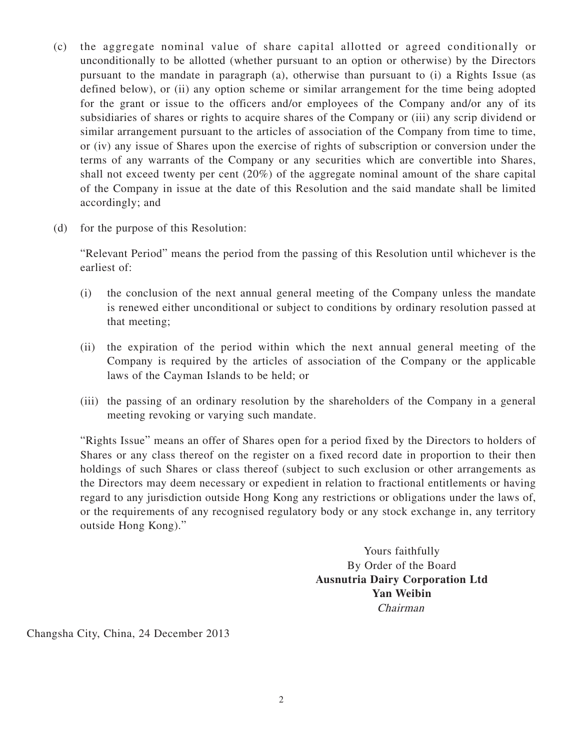(c) the aggregate nominal value of share capital allotted or agreed conditionally or unconditionally to be allotted (whether pursuant to an option or otherwise) by the Directors pursuant to the mandate in paragraph (a), otherwise than pursuant to (i) a Rights Issue (as defined below), or (ii) any option scheme or similar arrangement for the time being adopted for the grant or issue to the officers and/or employees of the Company and/or any of its subsidiaries of shares or rights to acquire shares of the Company or (iii) any scrip dividend or similar arrangement pursuant to the articles of association of the Company from time to time, or (iv) any issue of Shares upon the exercise of rights of subscription or conversion under the terms of any warrants of the Company or any securities which are convertible into Shares, shall not exceed twenty per cent (20%) of the aggregate nominal amount of the share capital of the Company in issue at the date of this Resolution and the said mandate shall be limited accordingly; and

(d) for the purpose of this Resolution:

"Relevant Period" means the period from the passing of this Resolution until whichever is the earliest of:

(i) the conclusion of the next annual general meeting of the Company unless the mandate is renewed either unconditional or subject to conditions by ordinary resolution passed at that meeting;

(ii) the expiration of the period within which the next annual general meeting of the Company is required by the articles of association of the Company or the applicable laws of the Cayman Islands to be held; or

(iii) the passing of an ordinary resolution by the shareholders of the Company in a general meeting revoking or varying such mandate.

"Rights Issue" means an offer of Shares open for a period fixed by the Directors to holders of Shares or any class thereof on the register on a fixed record date in proportion to their then holdings of such Shares or class thereof (subject to such exclusion or other arrangements as the Directors may deem necessary or expedient in relation to fractional entitlements or having regard to any jurisdiction outside Hong Kong any restrictions or obligations under the laws of, or the requirements of any recognised regulatory body or any stock exchange in, any territory outside Hong Kong)."

Yours faithfully
By Order of the Board
**Ausnutria Dairy Corporation Ltd**
**Yan Weibin**
*Chairman*

Changsha City, China, 24 December 2013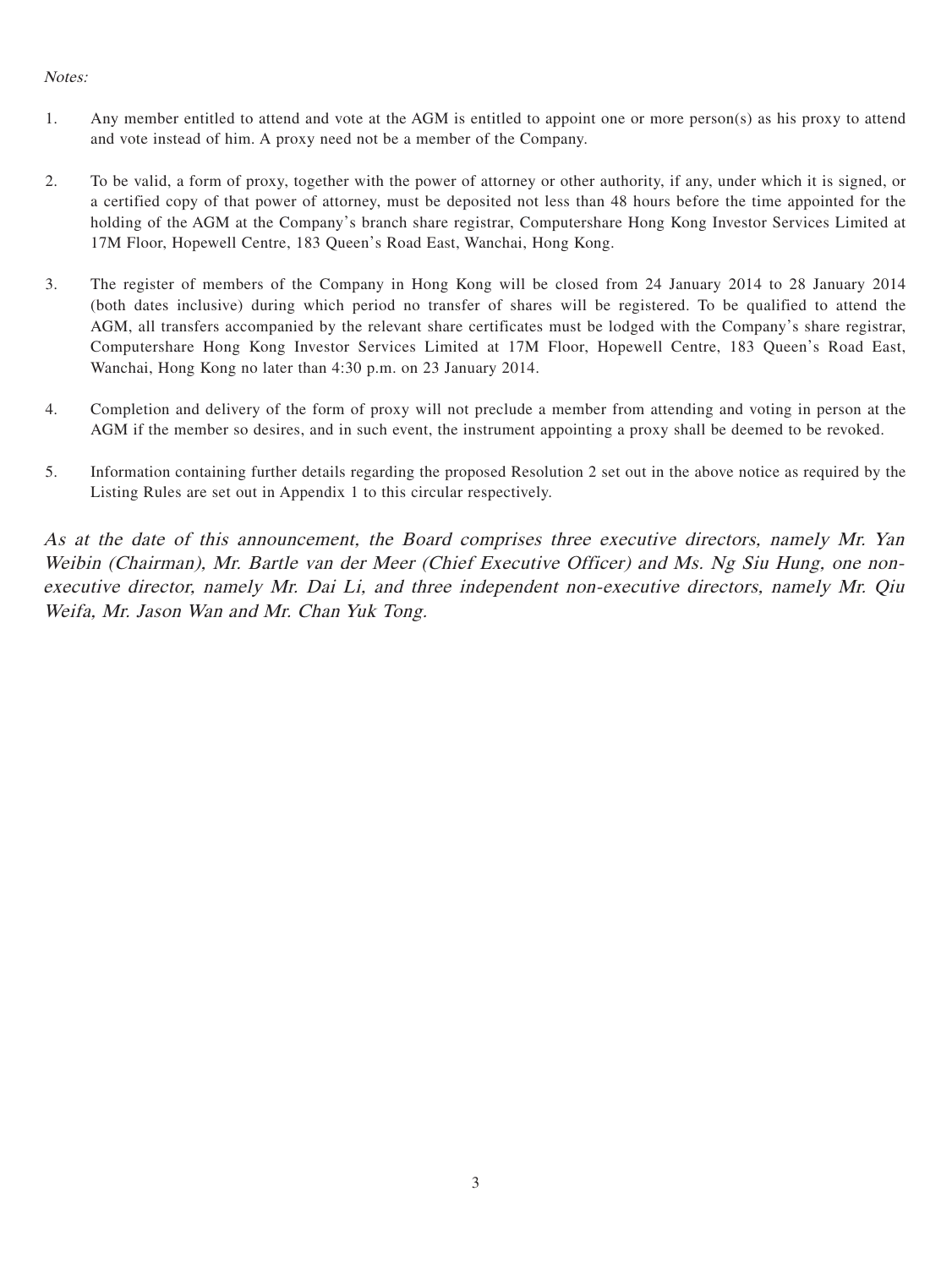*Notes:*

1. Any member entitled to attend and vote at the AGM is entitled to appoint one or more person(s) as his proxy to attend and vote instead of him. A proxy need not be a member of the Company.

2. To be valid, a form of proxy, together with the power of attorney or other authority, if any, under which it is signed, or a certified copy of that power of attorney, must be deposited not less than 48 hours before the time appointed for the holding of the AGM at the Company's branch share registrar, Computershare Hong Kong Investor Services Limited at 17M Floor, Hopewell Centre, 183 Queen's Road East, Wanchai, Hong Kong.

3. The register of members of the Company in Hong Kong will be closed from 24 January 2014 to 28 January 2014 (both dates inclusive) during which period no transfer of shares will be registered. To be qualified to attend the AGM, all transfers accompanied by the relevant share certificates must be lodged with the Company's share registrar, Computershare Hong Kong Investor Services Limited at 17M Floor, Hopewell Centre, 183 Queen's Road East, Wanchai, Hong Kong no later than 4:30 p.m. on 23 January 2014.

4. Completion and delivery of the form of proxy will not preclude a member from attending and voting in person at the AGM if the member so desires, and in such event, the instrument appointing a proxy shall be deemed to be revoked.

5. Information containing further details regarding the proposed Resolution 2 set out in the above notice as required by the Listing Rules are set out in Appendix 1 to this circular respectively.

*As at the date of this announcement, the Board comprises three executive directors, namely Mr. Yan Weibin (Chairman), Mr. Bartle van der Meer (Chief Executive Officer) and Ms. Ng Siu Hung, one non-executive director, namely Mr. Dai Li, and three independent non-executive directors, namely Mr. Qiu Weifa, Mr. Jason Wan and Mr. Chan Yuk Tong.*